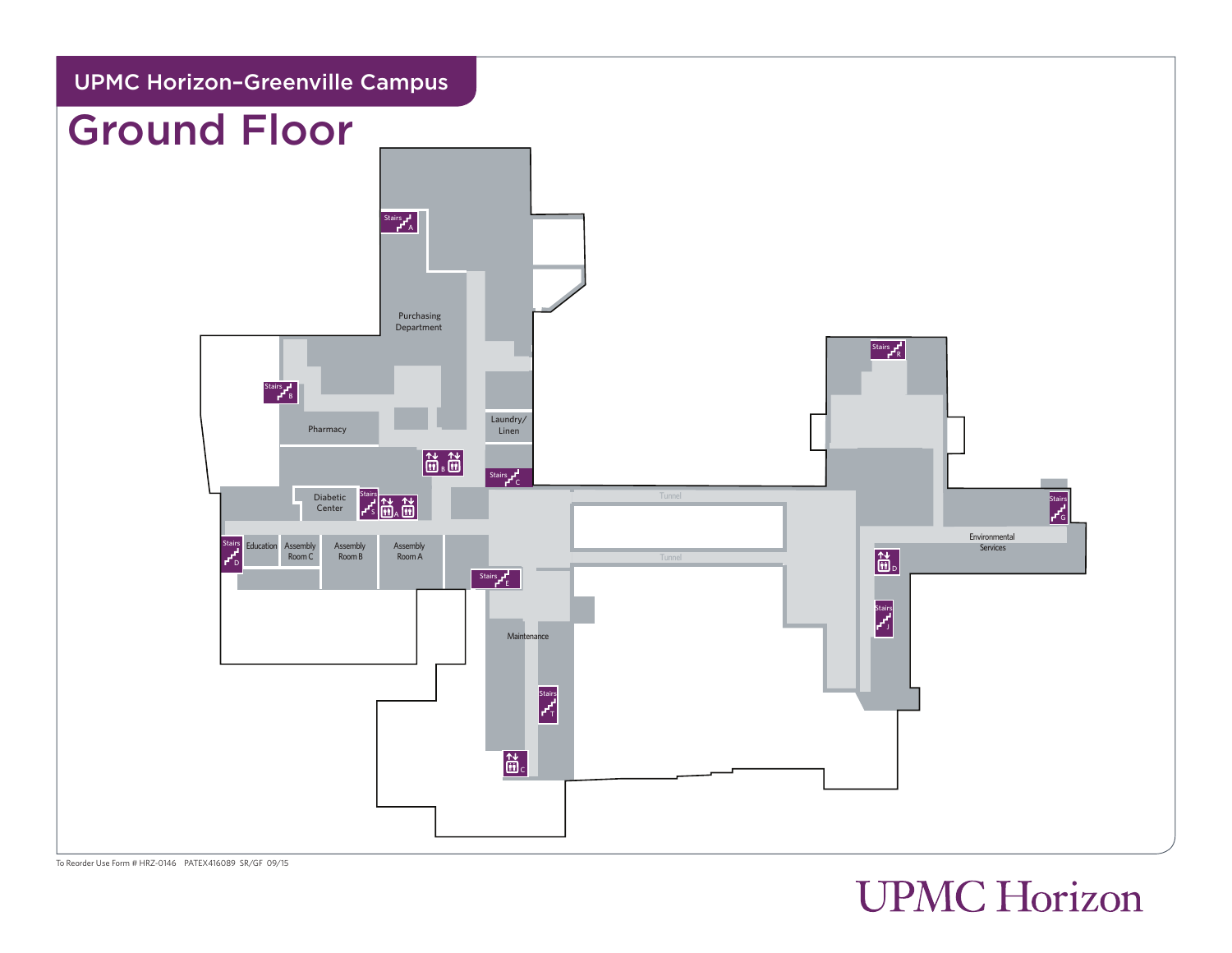UPMC Horizon–Greenville Campus

# Ground Floor

Stairs A

Purchasing Department

Stairs B

Pharmacy

Laundry/ Linen

B

Stairs C

Diabetic Center

Stairs S

A

Tunnel

Stairs R

Stairs G

Environmental Services

Stairs D

Education

Assembly Room C

Assembly Room B

Assembly Room A

Stairs E

Tunnel

D

Stairs J

Maintenance

Stairs T

C

To Reorder Use Form # HRZ-0146 PATEX416089 SR/GF 09/15

UPMC Horizon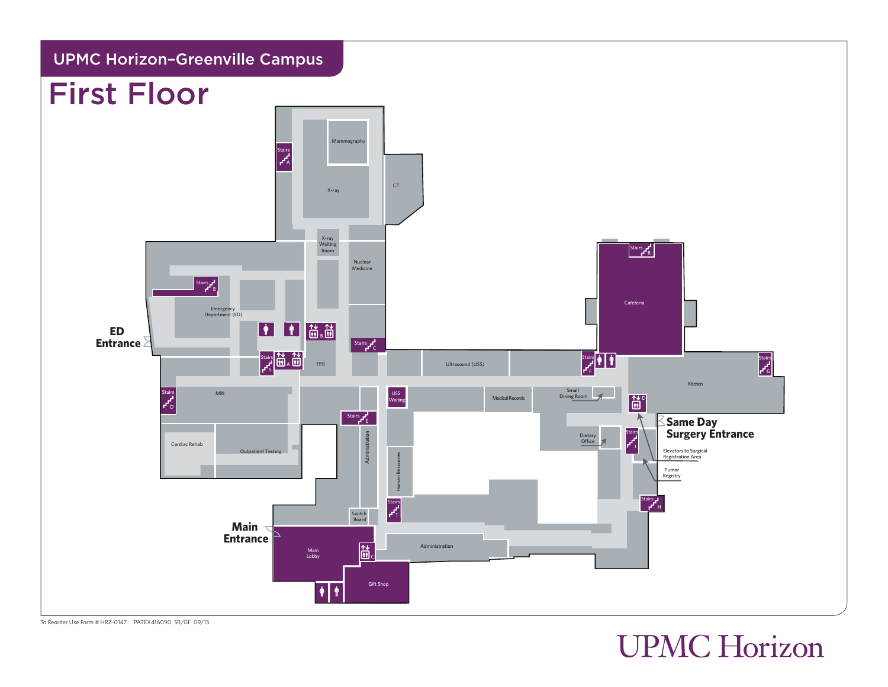## UPMC Horizon–Greenville Campus

# First Floor

Mammography

Stairs A

X-ray

CT

X-ray Waiting Room

Nuclear Medicine

Stairs B

Emergency Department (ED)

**ED Entrance**

B

Stairs C

Stairs S

A

EEG

Ultrasound (USS)

Stairs R

Cafeteria

Stairs F

Stairs G

Kitchen

Stairs D

MRI

USS Waiting

Medical Records

Small Dining Room

D

Stairs E

**Same Day Surgery Entrance**

Cardiac Rehab

Outpatient Testing

Administration

Human Resources

Dietary Office

Stairs J

Elevators to Surgical Registration Area

Tumor Registry

Stairs H

Stairs T

Switch Board

**Main Entrance**

Main Lobby

C

Administration

Gift Shop

To Reorder Use Form # HRZ-0147 PATEX416090 SR/GF 09/15

UPMC Horizon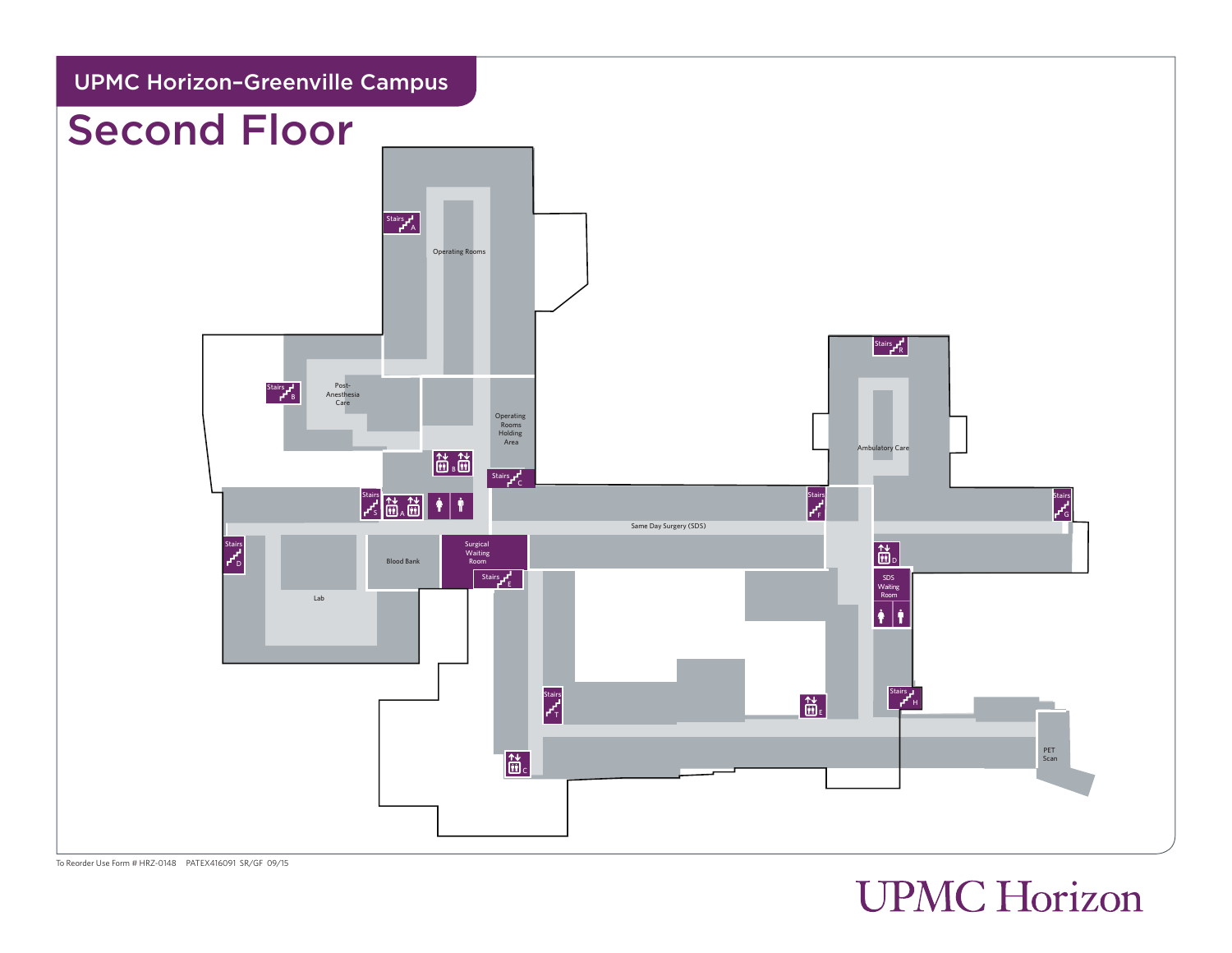# UPMC Horizon–Greenville Campus

## Second Floor

Stairs A

Operating Rooms

Stairs B

Post-Anesthesia Care

Operating Rooms Holding Area

B

Stairs C

Stairs S

A

Stairs R

Ambulatory Care

Stairs F

Stairs G

Same Day Surgery (SDS)

Stairs D

Blood Bank

Surgical Waiting Room

Stairs E

Lab

D

SDS Waiting Room

Stairs T

E

Stairs H

PET Scan

C

To Reorder Use Form # HRZ-0148 PATEX416091 SR/GF 09/15

UPMC Horizon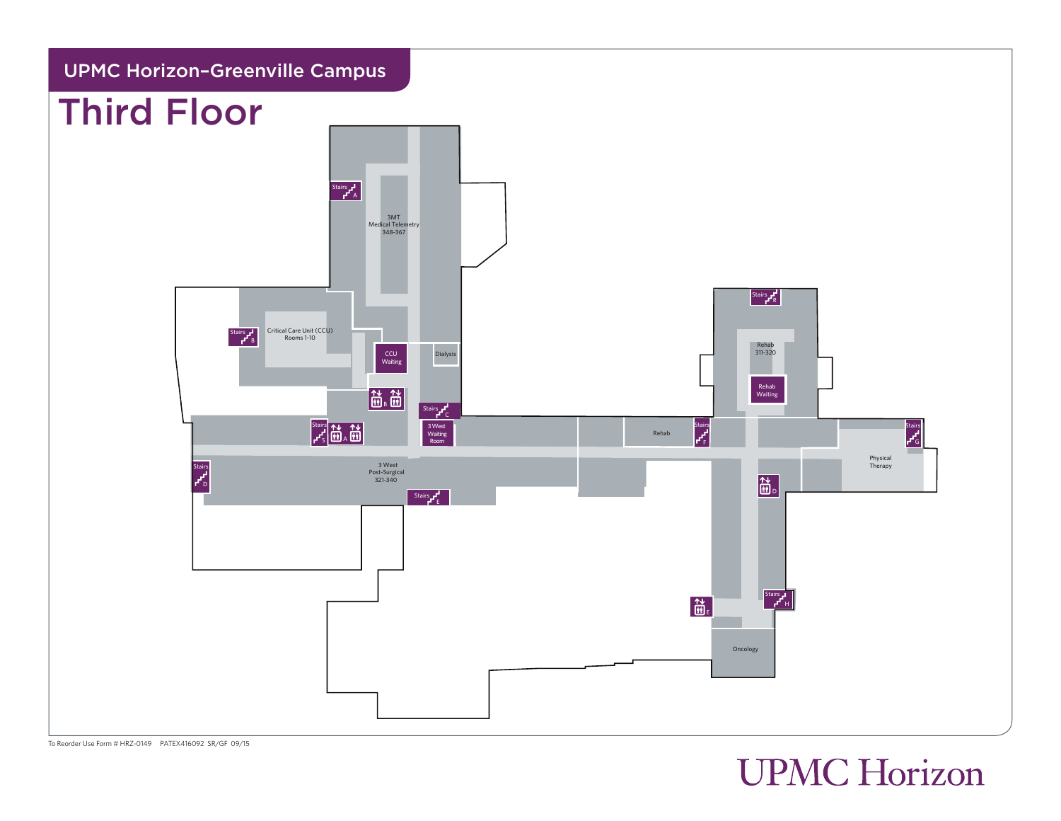# UPMC Horizon–Greenville Campus

## Third Floor

Stairs A

3MT
Medical Telemetry
348-367

Stairs B

Critical Care Unit (CCU)
Rooms 1-10

CCU Waiting

Dialysis

B

Stairs C

Stairs S

A

3 West Waiting Room

Stairs D

3 West
Post-Surgical
321-340

Stairs E

Stairs R

Rehab
311-320

Rehab Waiting

Rehab

Stairs F

Stairs G

Physical Therapy

D

Stairs H

E

Oncology

To Reorder Use Form # HRZ-0149 PATEX416092 SR/GF 09/15

UPMC Horizon